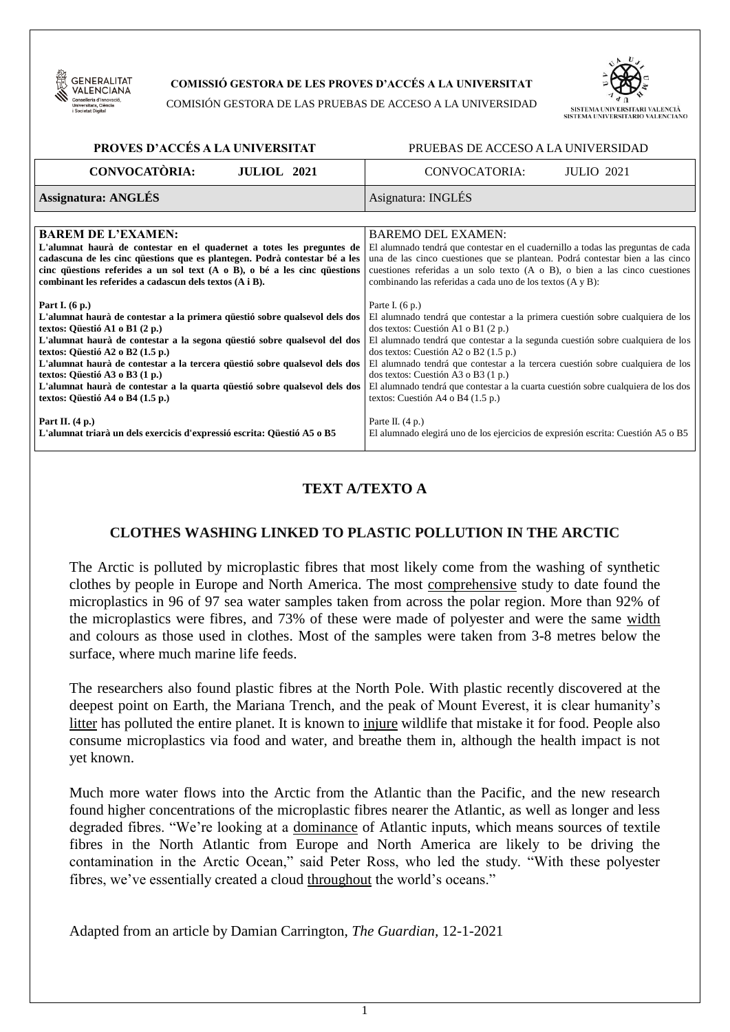**COMISSIÓ GESTORA DE LES PROVES D'ACCÉS A LA UNIVERSITAT**

COMISIÓN GESTORA DE LAS PRUEBAS DE ACCESO A LA UNIVERSIDAD

| **PROVES D'ACCÉS A LA UNIVERSITAT** | PRUEBAS DE ACCESO A LA UNIVERSIDAD |
|---|---|
| **CONVOCATÒRIA: JULIOL 2021** | CONVOCATORIA: JULIO 2021 |
| **Assignatura: ANGLÉS** | Asignatura: INGLÉS |

| **BAREM DE L'EXAMEN:** | BAREMO DEL EXAMEN: |
|---|---|
| **L'alumnat haurà de contestar en el quadernet a totes les preguntes de cadascuna de les cinc qüestions que es plantegen. Podrà contestar bé a les cinc qüestions referides a un sol text (A o B), o bé a les cinc qüestions combinant les referides a cadascun dels textos (A i B).** | El alumnado tendrá que contestar en el cuadernillo a todas las preguntas de cada una de las cinco cuestiones que se plantean. Podrá contestar bien a las cinco cuestiones referidas a un solo texto (A o B), o bien a las cinco cuestiones combinando las referidas a cada uno de los textos (A y B): |
| **Part I. (6 p.)** | Parte I. (6 p.) |
| **L'alumnat haurà de contestar a la primera qüestió sobre qualsevol dels dos textos: Qüestió A1 o B1 (2 p.)** | El alumnado tendrá que contestar a la primera cuestión sobre cualquiera de los dos textos: Cuestión A1 o B1 (2 p.) |
| **L'alumnat haurà de contestar a la segona qüestió sobre qualsevol del dos textos: Qüestió A2 o B2 (1.5 p.)** | El alumnado tendrá que contestar a la segunda cuestión sobre cualquiera de los dos textos: Cuestión A2 o B2 (1.5 p.) |
| **L'alumnat haurà de contestar a la tercera qüestió sobre qualsevol dels dos textos: Qüestió A3 o B3 (1 p.)** | El alumnado tendrá que contestar a la tercera cuestión sobre cualquiera de los dos textos: Cuestión A3 o B3 (1 p.) |
| **L'alumnat haurà de contestar a la quarta qüestió sobre qualsevol dels dos textos: Qüestió A4 o B4 (1.5 p.)** | El alumnado tendrá que contestar a la cuarta cuestión sobre cualquiera de los dos textos: Cuestión A4 o B4 (1.5 p.) |
| **Part II. (4 p.)** | Parte II. (4 p.) |
| **L'alumnat triarà un dels exercicis d'expressió escrita: Qüestió A5 o B5** | El alumnado elegirá uno de los ejercicios de expresión escrita: Cuestión A5 o B5 |

## TEXT A/TEXTO A

### CLOTHES WASHING LINKED TO PLASTIC POLLUTION IN THE ARCTIC

The Arctic is polluted by microplastic fibres that most likely come from the washing of synthetic clothes by people in Europe and North America. The most <u>comprehensive</u> study to date found the microplastics in 96 of 97 sea water samples taken from across the polar region. More than 92% of the microplastics were fibres, and 73% of these were made of polyester and were the same <u>width</u> and colours as those used in clothes. Most of the samples were taken from 3-8 metres below the surface, where much marine life feeds.

The researchers also found plastic fibres at the North Pole. With plastic recently discovered at the deepest point on Earth, the Mariana Trench, and the peak of Mount Everest, it is clear humanity's <u>litter</u> has polluted the entire planet. It is known to <u>injure</u> wildlife that mistake it for food. People also consume microplastics via food and water, and breathe them in, although the health impact is not yet known.

Much more water flows into the Arctic from the Atlantic than the Pacific, and the new research found higher concentrations of the microplastic fibres nearer the Atlantic, as well as longer and less degraded fibres. "We're looking at a <u>dominance</u> of Atlantic inputs, which means sources of textile fibres in the North Atlantic from Europe and North America are likely to be driving the contamination in the Arctic Ocean," said Peter Ross, who led the study. "With these polyester fibres, we've essentially created a cloud <u>throughout</u> the world's oceans."

Adapted from an article by Damian Carrington, *The Guardian*, 12-1-2021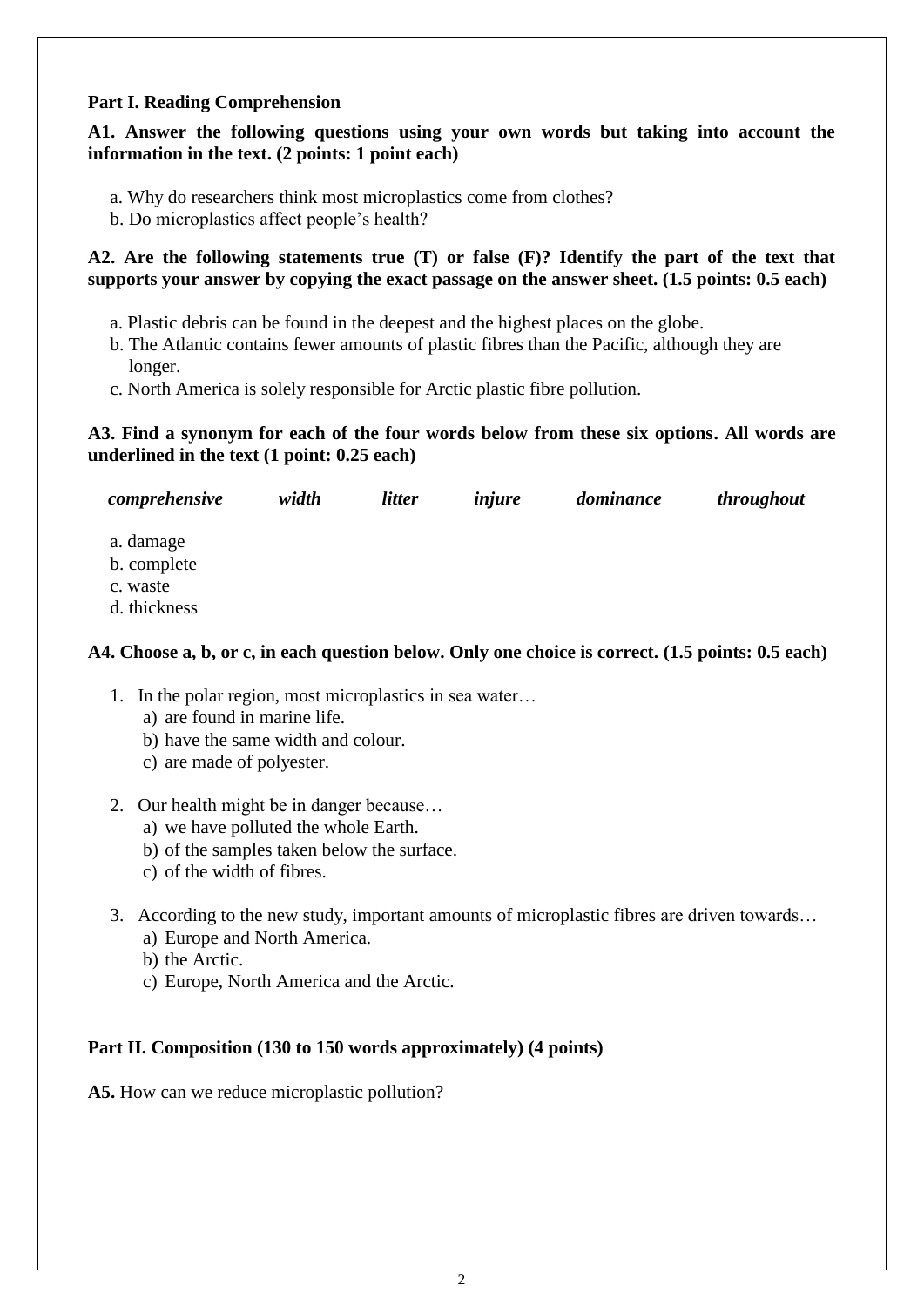**Part I. Reading Comprehension**

**A1. Answer the following questions using your own words but taking into account the information in the text. (2 points: 1 point each)**

a. Why do researchers think most microplastics come from clothes?
b. Do microplastics affect people's health?

**A2. Are the following statements true (T) or false (F)? Identify the part of the text that supports your answer by copying the exact passage on the answer sheet. (1.5 points: 0.5 each)**

a. Plastic debris can be found in the deepest and the highest places on the globe.
b. The Atlantic contains fewer amounts of plastic fibres than the Pacific, although they are longer.
c. North America is solely responsible for Arctic plastic fibre pollution.

**A3. Find a synonym for each of the four words below from these six options. All words are underlined in the text (1 point: 0.25 each)**

***comprehensive*** ***width*** ***litter*** ***injure*** ***dominance*** ***throughout***

a. damage
b. complete
c. waste
d. thickness

**A4. Choose a, b, or c, in each question below. Only one choice is correct. (1.5 points: 0.5 each)**

1. In the polar region, most microplastics in sea water…
   a) are found in marine life.
   b) have the same width and colour.
   c) are made of polyester.

2. Our health might be in danger because…
   a) we have polluted the whole Earth.
   b) of the samples taken below the surface.
   c) of the width of fibres.

3. According to the new study, important amounts of microplastic fibres are driven towards…
   a) Europe and North America.
   b) the Arctic.
   c) Europe, North America and the Arctic.

**Part II. Composition (130 to 150 words approximately) (4 points)**

**A5.** How can we reduce microplastic pollution?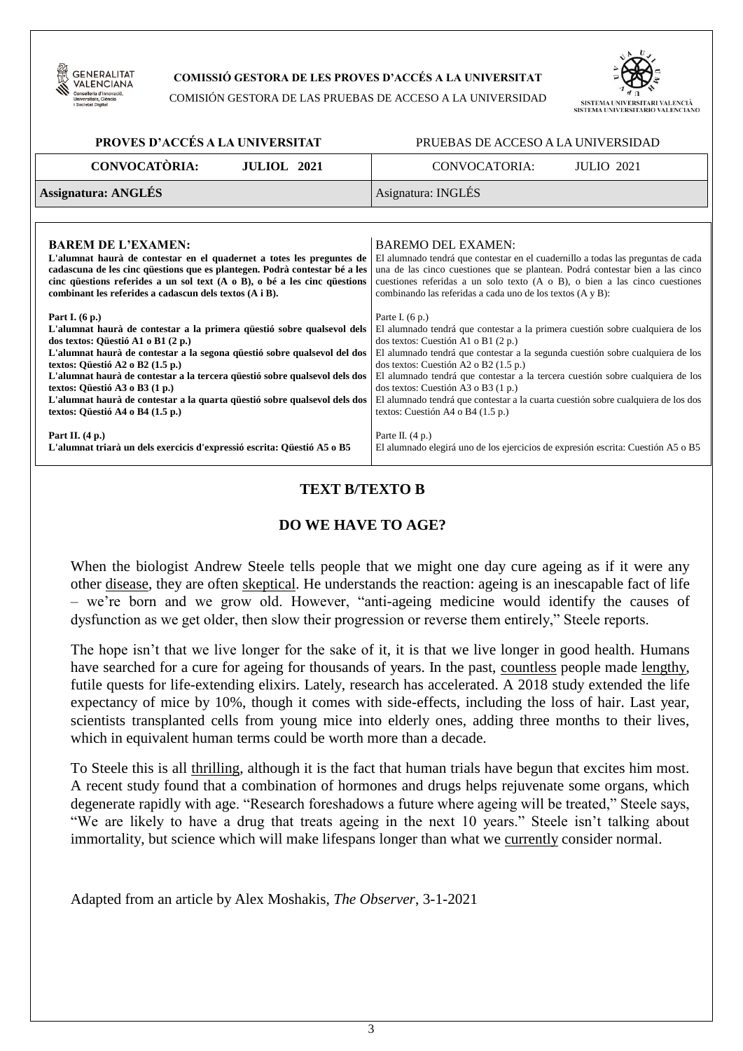**COMISSIÓ GESTORA DE LES PROVES D'ACCÉS A LA UNIVERSITAT**

COMISIÓN GESTORA DE LAS PRUEBAS DE ACCESO A LA UNIVERSIDAD

| **PROVES D'ACCÉS A LA UNIVERSITAT** | PRUEBAS DE ACCESO A LA UNIVERSIDAD |
|---|---|
| **CONVOCATÒRIA: JULIOL 2021** | CONVOCATORIA: JULIO 2021 |
| **Assignatura: ANGLÉS** | Asignatura: INGLÉS |

| **BAREM DE L'EXAMEN:** | BAREMO DEL EXAMEN: |
|---|---|
| **L'alumnat haurà de contestar en el quadernet a totes les preguntes de cadascuna de les cinc qüestions que es plantegen. Podrà contestar bé a les cinc qüestions referides a un sol text (A o B), o bé a les cinc qüestions combinant les referides a cadascun dels textos (A i B).** | El alumnado tendrá que contestar en el cuadernillo a todas las preguntas de cada una de las cinco cuestiones que se plantean. Podrá contestar bien a las cinco cuestiones referidas a un solo texto (A o B), o bien a las cinco cuestiones combinando las referidas a cada uno de los textos (A y B): |
| **Part I. (6 p.)**<br>**L'alumnat haurà de contestar a la primera qüestió sobre qualsevol dels dos textos: Qüestió A1 o B1 (2 p.)**<br>**L'alumnat haurà de contestar a la segona qüestió sobre qualsevol del dos textos: Qüestió A2 o B2 (1.5 p.)**<br>**L'alumnat haurà de contestar a la tercera qüestió sobre qualsevol dels dos textos: Qüestió A3 o B3 (1 p.)**<br>**L'alumnat haurà de contestar a la quarta qüestió sobre qualsevol dels dos textos: Qüestió A4 o B4 (1.5 p.)** | Parte I. (6 p.)<br>El alumnado tendrá que contestar a la primera cuestión sobre cualquiera de los dos textos: Cuestión A1 o B1 (2 p.)<br>El alumnado tendrá que contestar a la segunda cuestión sobre cualquiera de los dos textos: Cuestión A2 o B2 (1.5 p.)<br>El alumnado tendrá que contestar a la tercera cuestión sobre cualquiera de los dos textos: Cuestión A3 o B3 (1 p.)<br>El alumnado tendrá que contestar a la cuarta cuestión sobre cualquiera de los dos textos: Cuestión A4 o B4 (1.5 p.) |
| **Part II. (4 p.)**<br>**L'alumnat triarà un dels exercicis d'expressió escrita: Qüestió A5 o B5** | Parte II. (4 p.)<br>El alumnado elegirá uno de los ejercicios de expresión escrita: Cuestión A5 o B5 |

## TEXT B/TEXTO B

## DO WE HAVE TO AGE?

When the biologist Andrew Steele tells people that we might one day cure ageing as if it were any other disease, they are often skeptical. He understands the reaction: ageing is an inescapable fact of life – we're born and we grow old. However, "anti-ageing medicine would identify the causes of dysfunction as we get older, then slow their progression or reverse them entirely," Steele reports.

The hope isn't that we live longer for the sake of it, it is that we live longer in good health. Humans have searched for a cure for ageing for thousands of years. In the past, countless people made lengthy, futile quests for life-extending elixirs. Lately, research has accelerated. A 2018 study extended the life expectancy of mice by 10%, though it comes with side-effects, including the loss of hair. Last year, scientists transplanted cells from young mice into elderly ones, adding three months to their lives, which in equivalent human terms could be worth more than a decade.

To Steele this is all thrilling, although it is the fact that human trials have begun that excites him most. A recent study found that a combination of hormones and drugs helps rejuvenate some organs, which degenerate rapidly with age. "Research foreshadows a future where ageing will be treated," Steele says, "We are likely to have a drug that treats ageing in the next 10 years." Steele isn't talking about immortality, but science which will make lifespans longer than what we currently consider normal.

Adapted from an article by Alex Moshakis, *The Observer*, 3-1-2021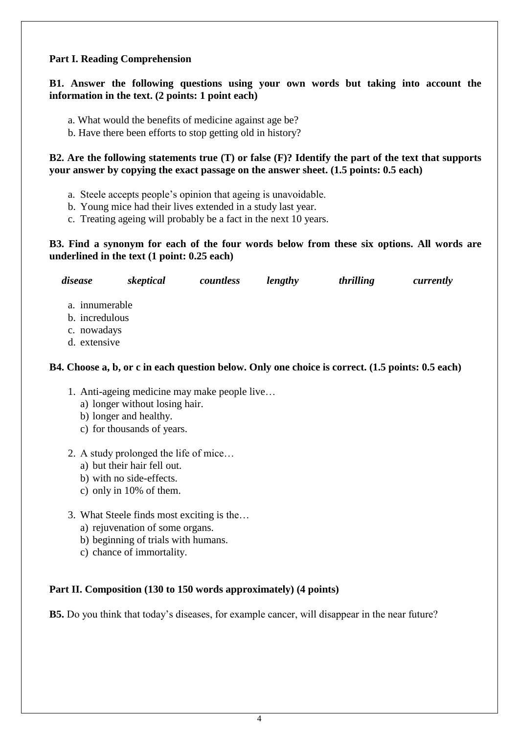**Part I. Reading Comprehension**

**B1. Answer the following questions using your own words but taking into account the information in the text. (2 points: 1 point each)**

a. What would the benefits of medicine against age be?
b. Have there been efforts to stop getting old in history?

**B2. Are the following statements true (T) or false (F)? Identify the part of the text that supports your answer by copying the exact passage on the answer sheet. (1.5 points: 0.5 each)**

a. Steele accepts people's opinion that ageing is unavoidable.
b. Young mice had their lives extended in a study last year.
c. Treating ageing will probably be a fact in the next 10 years.

**B3. Find a synonym for each of the four words below from these six options. All words are underlined in the text (1 point: 0.25 each)**

***disease*** ***skeptical*** ***countless*** ***lengthy*** ***thrilling*** ***currently***

a. innumerable
b. incredulous
c. nowadays
d. extensive

**B4. Choose a, b, or c in each question below. Only one choice is correct. (1.5 points: 0.5 each)**

1. Anti-ageing medicine may make people live…
   a) longer without losing hair.
   b) longer and healthy.
   c) for thousands of years.

2. A study prolonged the life of mice…
   a) but their hair fell out.
   b) with no side-effects.
   c) only in 10% of them.

3. What Steele finds most exciting is the…
   a) rejuvenation of some organs.
   b) beginning of trials with humans.
   c) chance of immortality.

**Part II. Composition (130 to 150 words approximately) (4 points)**

**B5.** Do you think that today's diseases, for example cancer, will disappear in the near future?